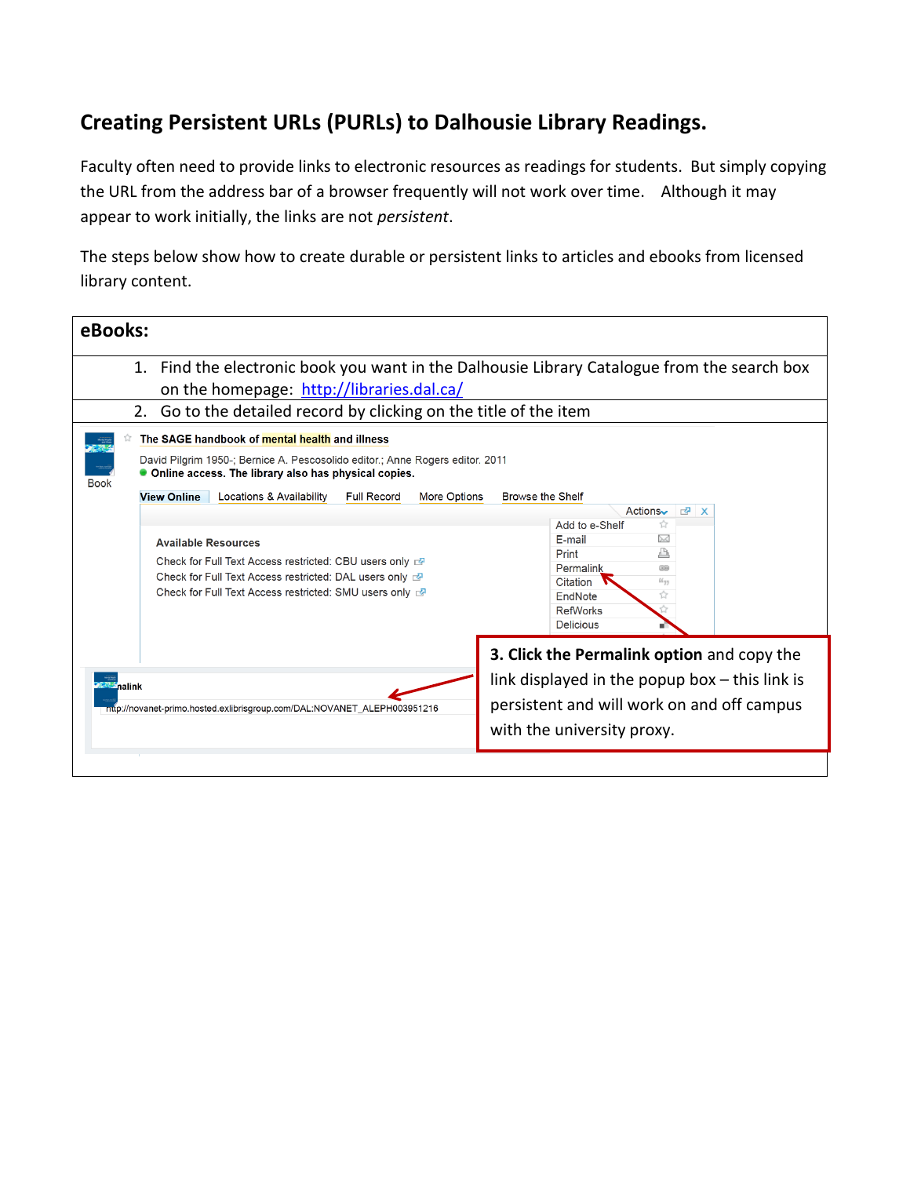# Creating Persistent URLs (PURLs) to Dalhousie Library Readings.

Faculty often need to provide links to electronic resources as readings for students. But simply copying the URL from the address bar of a browser frequently will not work over time. Although it may appear to work initially, the links are not *persistent*.

The steps below show how to create durable or persistent links to articles and ebooks from licensed library content.

## eBooks:

1. Find the electronic book you want in the Dalhousie Library Catalogue from the search box on the homepage: http://libraries.dal.ca/
2. Go to the detailed record by clicking on the title of the item

The SAGE handbook of mental health and illness

David Pilgrim 1950-; Bernice A. Pescosolido editor.; Anne Rogers editor. 2011

Online access. The library also has physical copies.

Book

View Online | Locations & Availability | Full Record | More Options | Browse the Shelf

Actions

- Add to e-Shelf
- E-mail
- Print
- Permalink
- Citation
- EndNote
- RefWorks
- Delicious

Available Resources

Check for Full Text Access restricted: CBU users only

Check for Full Text Access restricted: DAL users only

Check for Full Text Access restricted: SMU users only

nalink

http://novanet-primo.hosted.exlibrisgroup.com/DAL:NOVANET_ALEPH003951216

**3. Click the Permalink option** and copy the link displayed in the popup box – this link is persistent and will work on and off campus with the university proxy.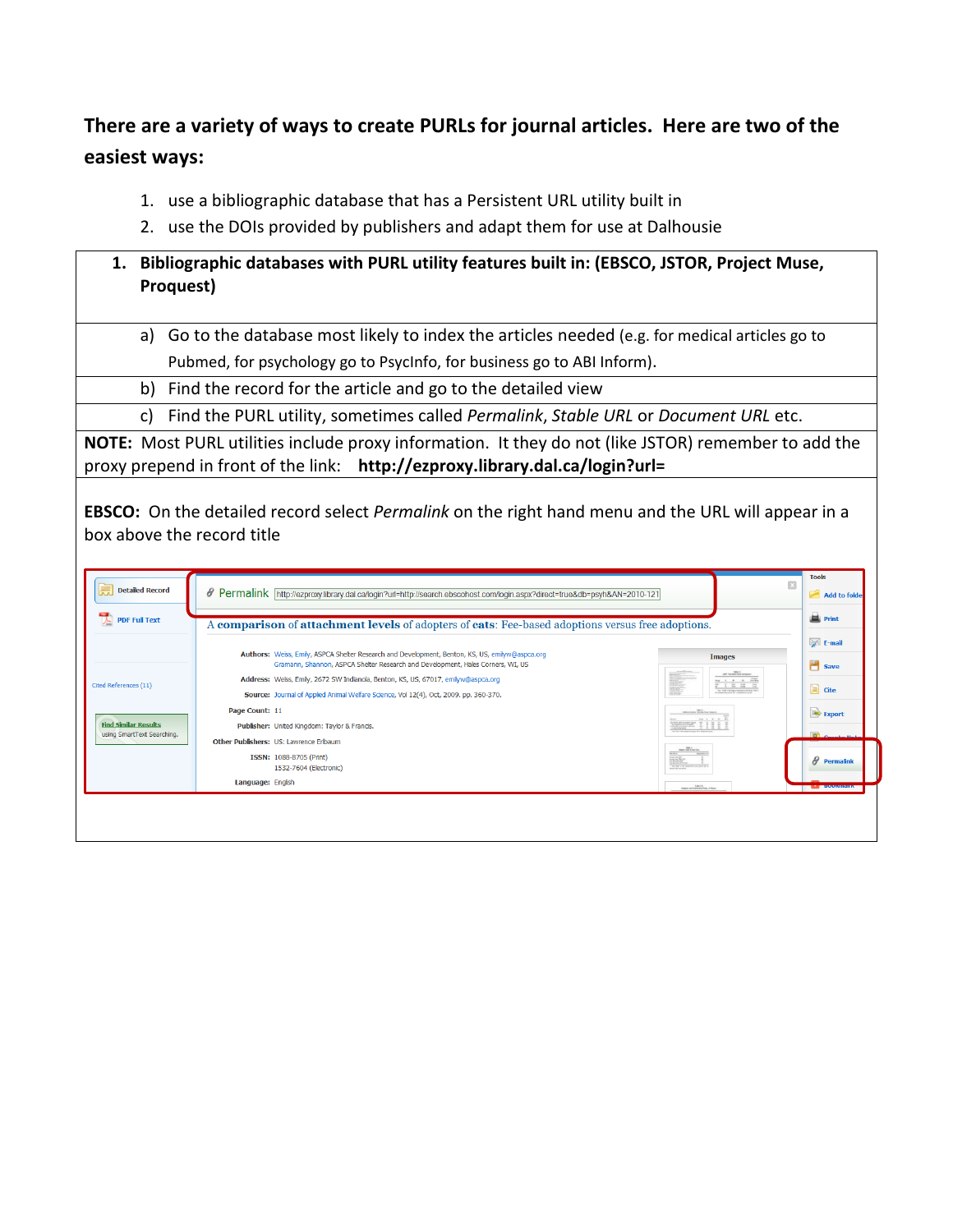**There are a variety of ways to create PURLs for journal articles. Here are two of the easiest ways:**

1. use a bibliographic database that has a Persistent URL utility built in
2. use the DOIs provided by publishers and adapt them for use at Dalhousie

**1. Bibliographic databases with PURL utility features built in: (EBSCO, JSTOR, Project Muse, Proquest)**

a) Go to the database most likely to index the articles needed (e.g. for medical articles go to Pubmed, for psychology go to PsycInfo, for business go to ABI Inform).

b) Find the record for the article and go to the detailed view

c) Find the PURL utility, sometimes called *Permalink*, *Stable URL* or *Document URL* etc.

**NOTE:** Most PURL utilities include proxy information. It they do not (like JSTOR) remember to add the proxy prepend in front of the link: **http://ezproxy.library.dal.ca/login?url=**

**EBSCO:** On the detailed record select *Permalink* on the right hand menu and the URL will appear in a box above the record title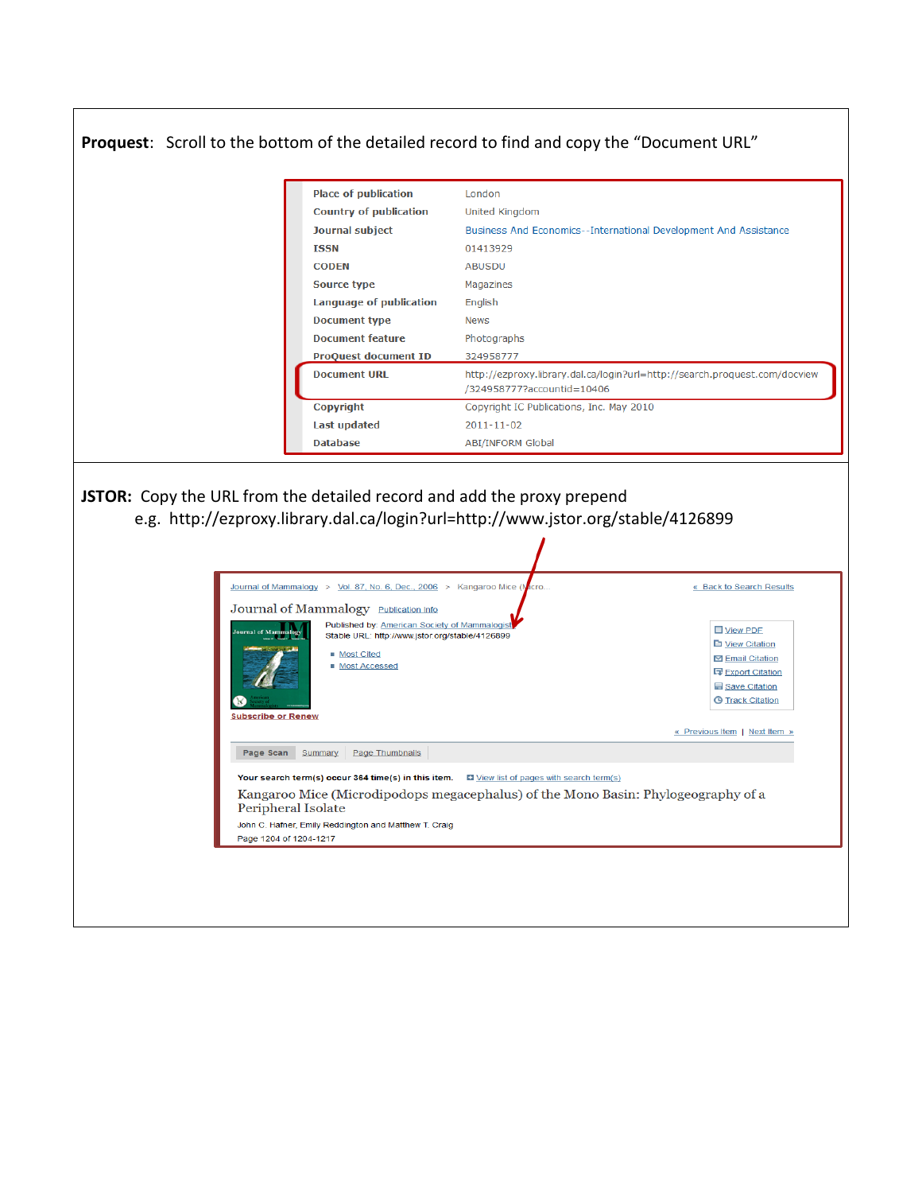**Proquest**: Scroll to the bottom of the detailed record to find and copy the "Document URL"

| | |
|---|---|
| Place of publication | London |
| Country of publication | United Kingdom |
| Journal subject | Business And Economics--International Development And Assistance |
| ISSN | 01413929 |
| CODEN | ABUSDU |
| Source type | Magazines |
| Language of publication | English |
| Document type | News |
| Document feature | Photographs |
| ProQuest document ID | 324958777 |
| Document URL | http://ezproxy.library.dal.ca/login?url=http://search.proquest.com/docview/324958777?accountid=10406 |
| Copyright | Copyright IC Publications, Inc. May 2010 |
| Last updated | 2011-11-02 |
| Database | ABI/INFORM Global |

**JSTOR:** Copy the URL from the detailed record and add the proxy prepend

e.g. http://ezproxy.library.dal.ca/login?url=http://www.jstor.org/stable/4126899

Journal of Mammalogy > Vol. 87, No. 6, Dec., 2006 > Kangaroo Mice (Micro... « Back to Search Results

Journal of Mammalogy Publication Info

Published by: American Society of Mammalogists
Stable URL: http://www.jstor.org/stable/4126899

- Most Cited
- Most Accessed

Subscribe or Renew

View PDF
View Citation
Email Citation
Export Citation
Save Citation
Track Citation

« Previous Item | Next Item »

Page Scan | Summary | Page Thumbnails

Your search term(s) occur 364 time(s) in this item. View list of pages with search term(s)

Kangaroo Mice (Microdipodops megacephalus) of the Mono Basin: Phylogeography of a Peripheral Isolate

John C. Hafner, Emily Reddington and Matthew T. Craig

Page 1204 of 1204-1217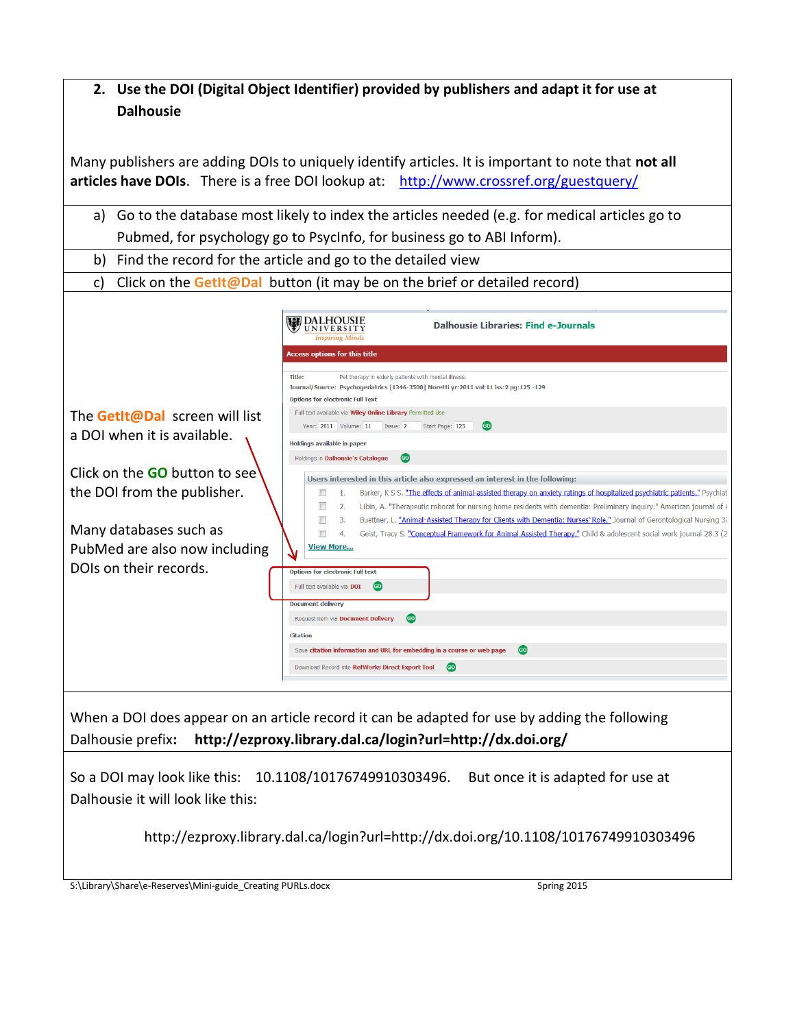**2. Use the DOI (Digital Object Identifier) provided by publishers and adapt it for use at Dalhousie**

Many publishers are adding DOIs to uniquely identify articles. It is important to note that **not all articles have DOIs**. There is a free DOI lookup at: http://www.crossref.org/guestquery/

a) Go to the database most likely to index the articles needed (e.g. for medical articles go to Pubmed, for psychology go to PsycInfo, for business go to ABI Inform).

b) Find the record for the article and go to the detailed view

c) Click on the **GetIt@Dal** button (it may be on the brief or detailed record)

The **GetIt@Dal** screen will list a DOI when it is available.

Click on the **GO** button to see the DOI from the publisher.

Many databases such as PubMed are also now including DOIs on their records.

When a DOI does appear on an article record it can be adapted for use by adding the following Dalhousie prefix**: http://ezproxy.library.dal.ca/login?url=http://dx.doi.org/**

So a DOI may look like this: 10.1108/10176749910303496. But once it is adapted for use at Dalhousie it will look like this:

http://ezproxy.library.dal.ca/login?url=http://dx.doi.org/10.1108/10176749910303496

S:\Library\Share\e-Reserves\Mini-guide_Creating PURLs.docx Spring 2015